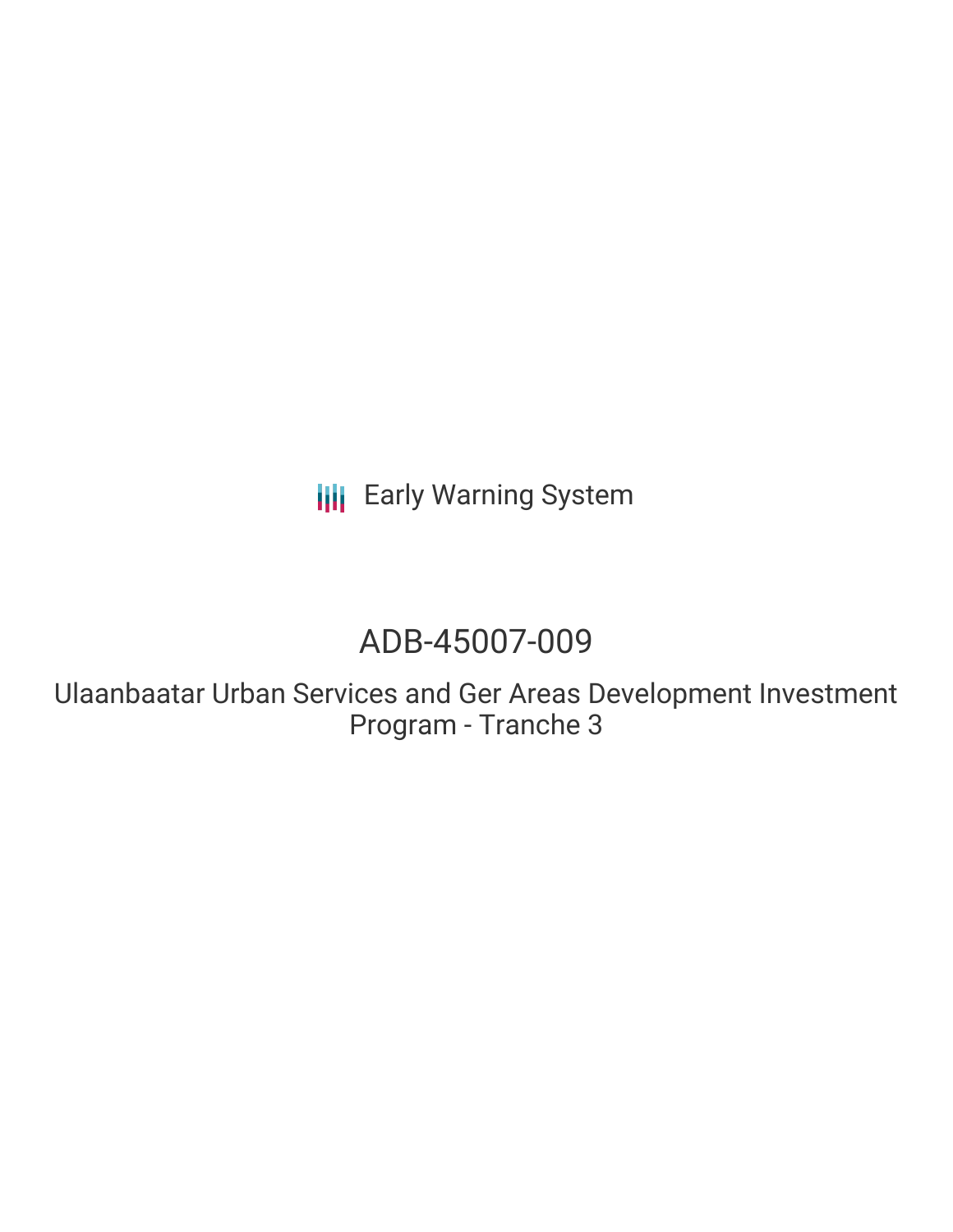Early Warning System

# ADB-45007-009

## Ulaanbaatar Urban Services and Ger Areas Development Investment Program - Tranche 3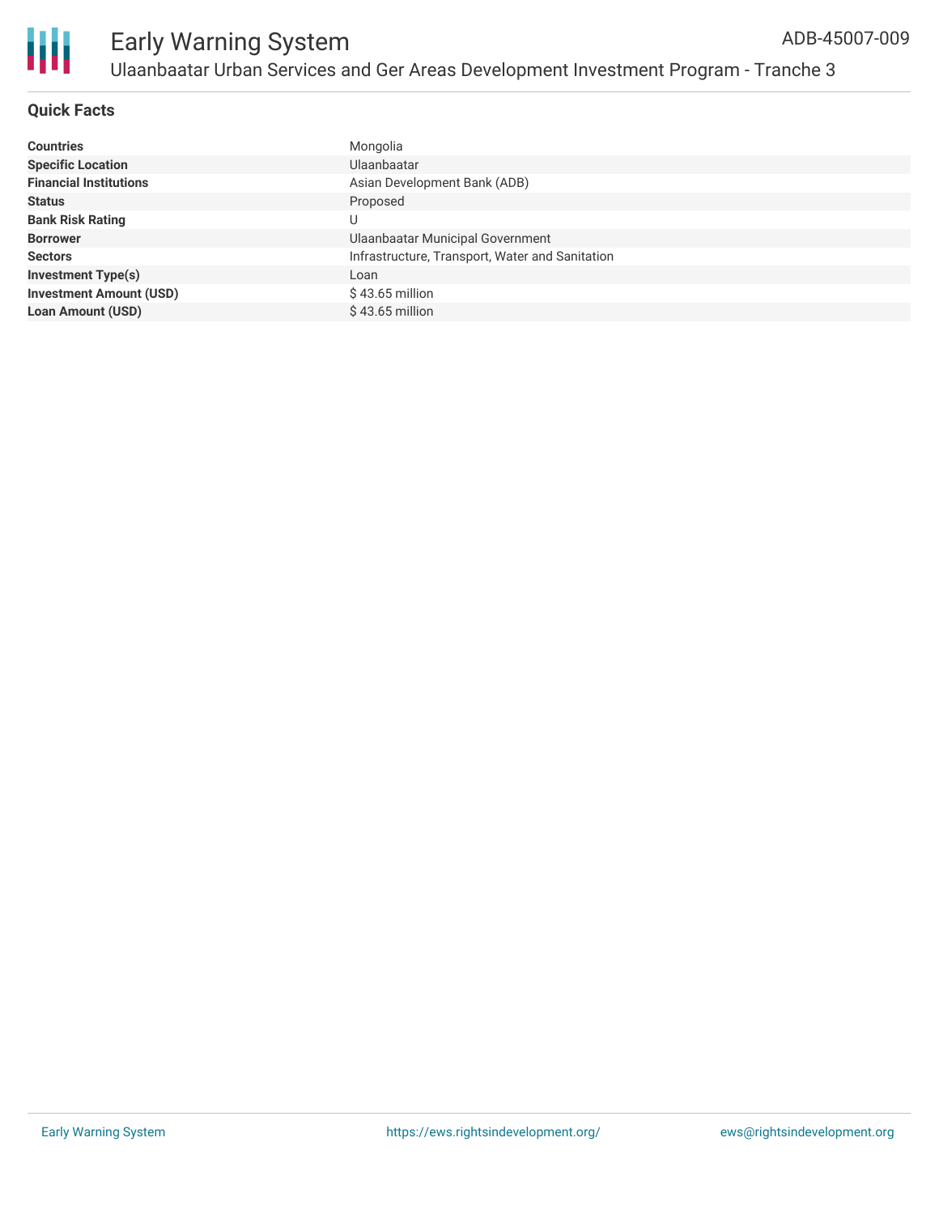## Quick Facts

| | |
|---|---|
| **Countries** | Mongolia |
| **Specific Location** | Ulaanbaatar |
| **Financial Institutions** | Asian Development Bank (ADB) |
| **Status** | Proposed |
| **Bank Risk Rating** | U |
| **Borrower** | Ulaanbaatar Municipal Government |
| **Sectors** | Infrastructure, Transport, Water and Sanitation |
| **Investment Type(s)** | Loan |
| **Investment Amount (USD)** | $ 43.65 million |
| **Loan Amount (USD)** | $ 43.65 million |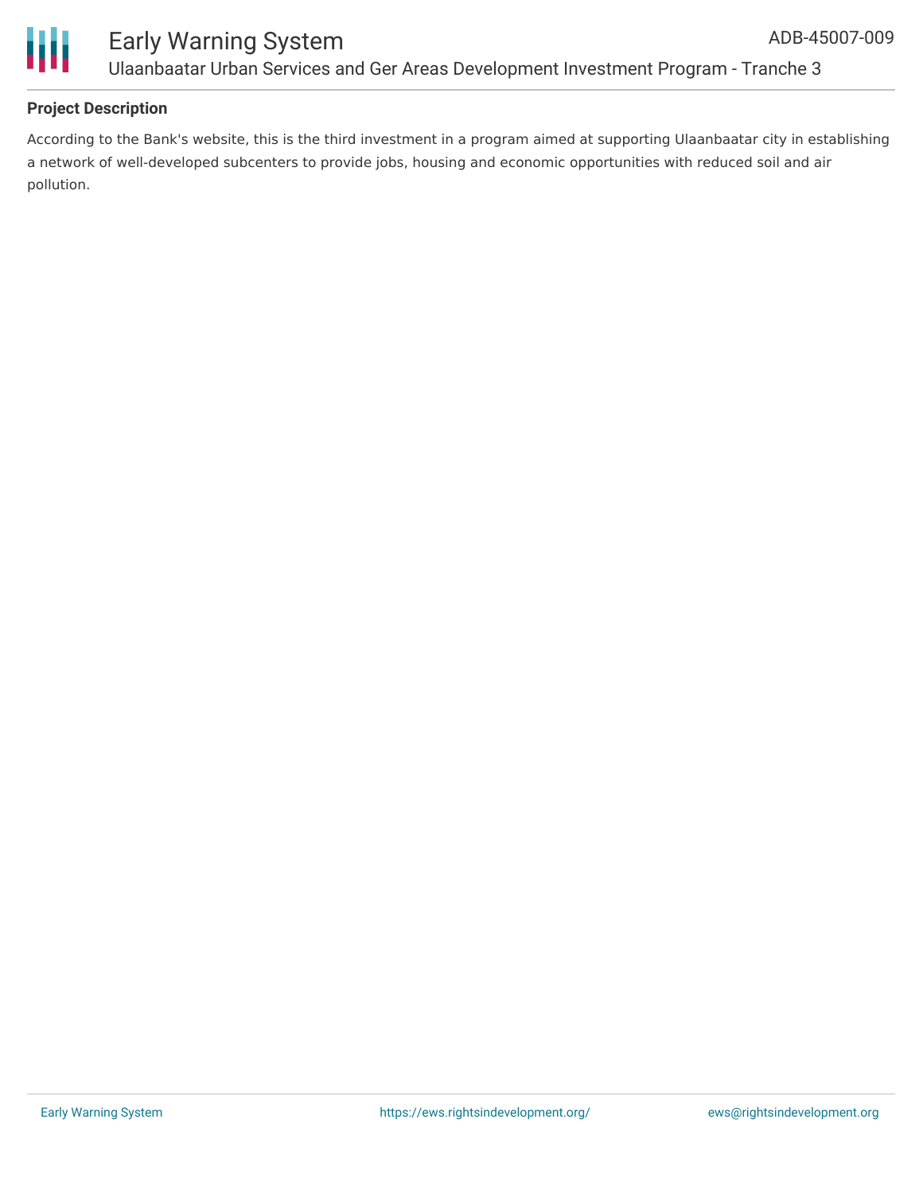## Project Description

According to the Bank's website, this is the third investment in a program aimed at supporting Ulaanbaatar city in establishing a network of well-developed subcenters to provide jobs, housing and economic opportunities with reduced soil and air pollution.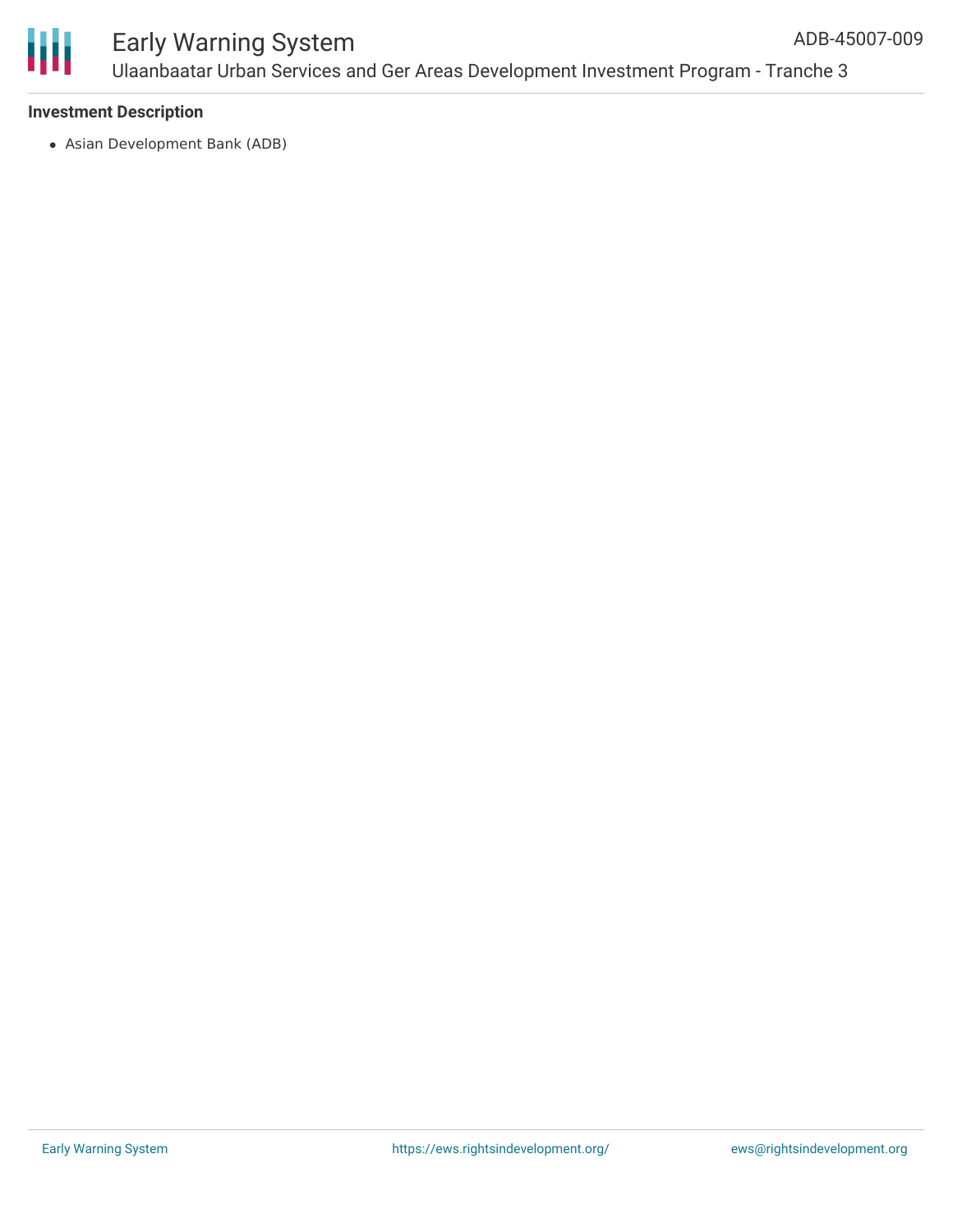### Investment Description

- Asian Development Bank (ADB)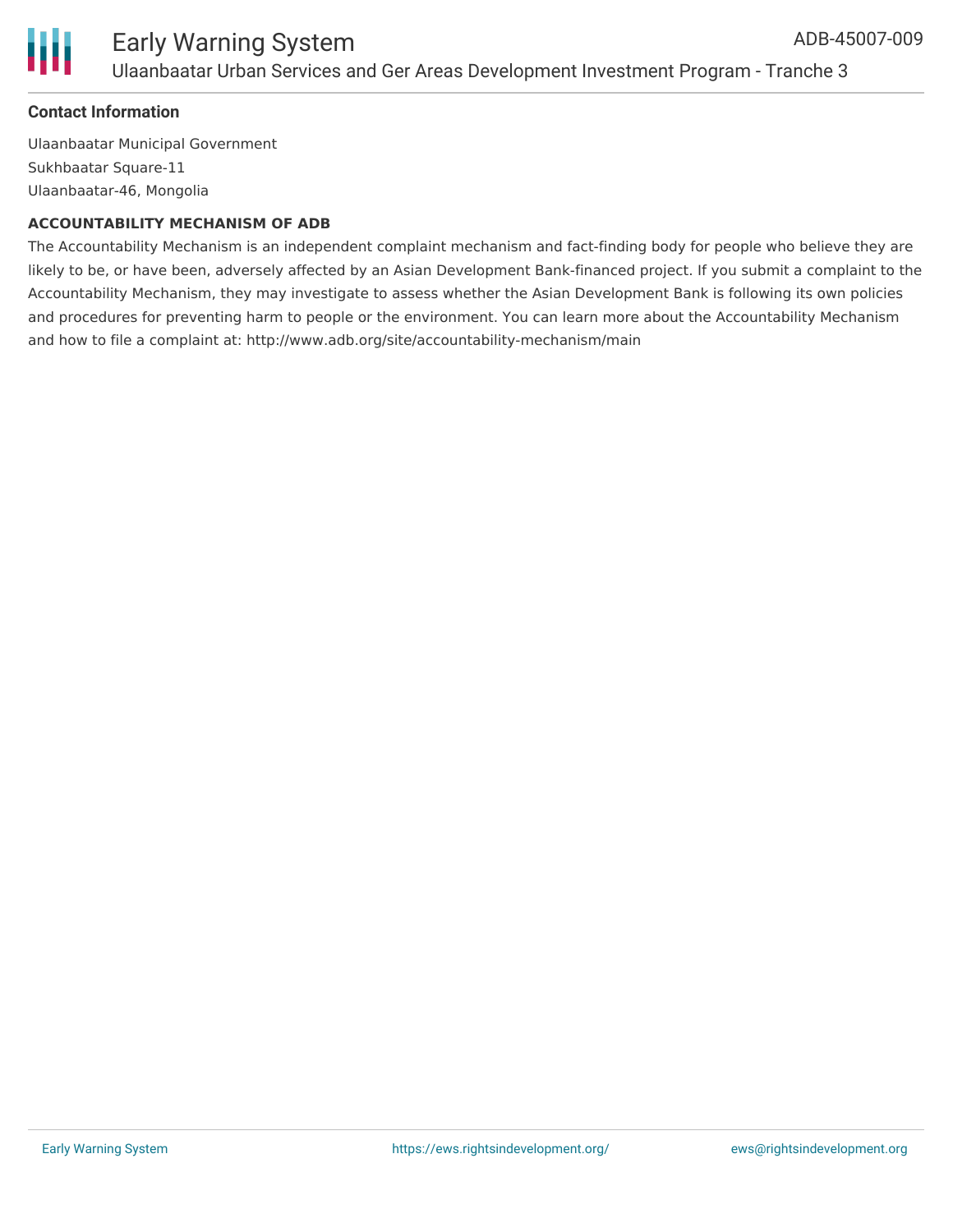**Contact Information**

Ulaanbaatar Municipal Government
Sukhbaatar Square-11
Ulaanbaatar-46, Mongolia

**ACCOUNTABILITY MECHANISM OF ADB**

The Accountability Mechanism is an independent complaint mechanism and fact-finding body for people who believe they are likely to be, or have been, adversely affected by an Asian Development Bank-financed project. If you submit a complaint to the Accountability Mechanism, they may investigate to assess whether the Asian Development Bank is following its own policies and procedures for preventing harm to people or the environment. You can learn more about the Accountability Mechanism and how to file a complaint at: http://www.adb.org/site/accountability-mechanism/main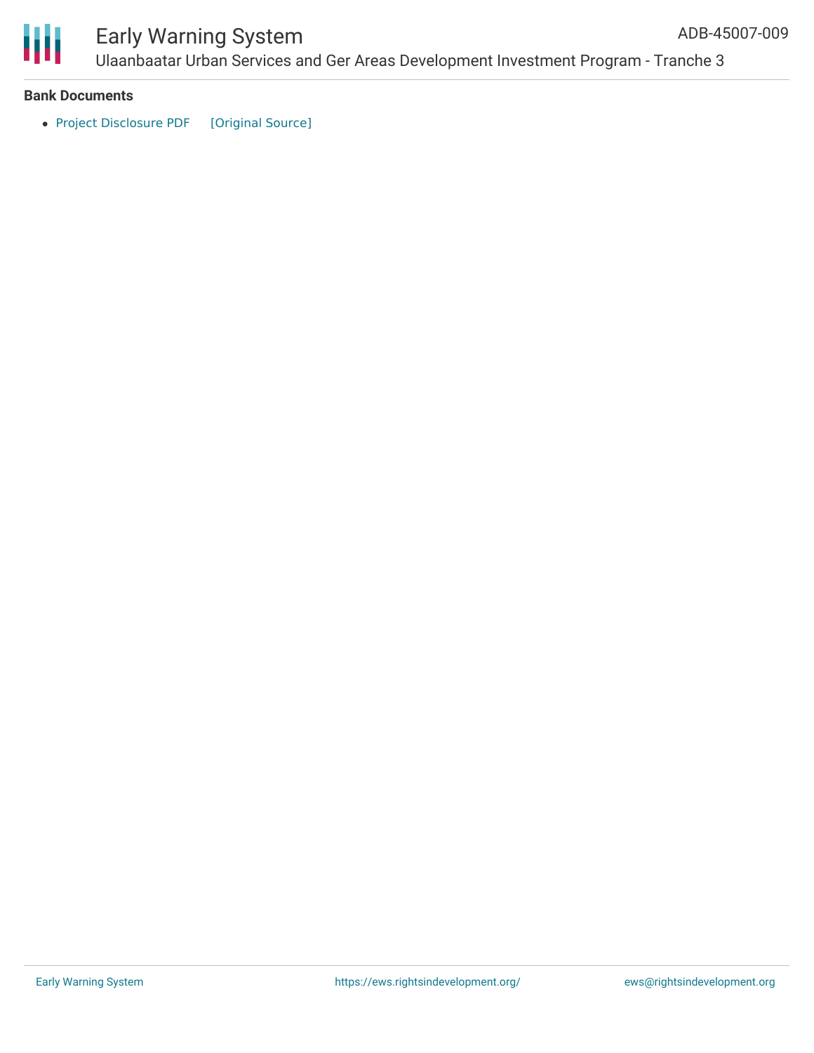**Bank Documents**

- Project Disclosure PDF [Original Source]